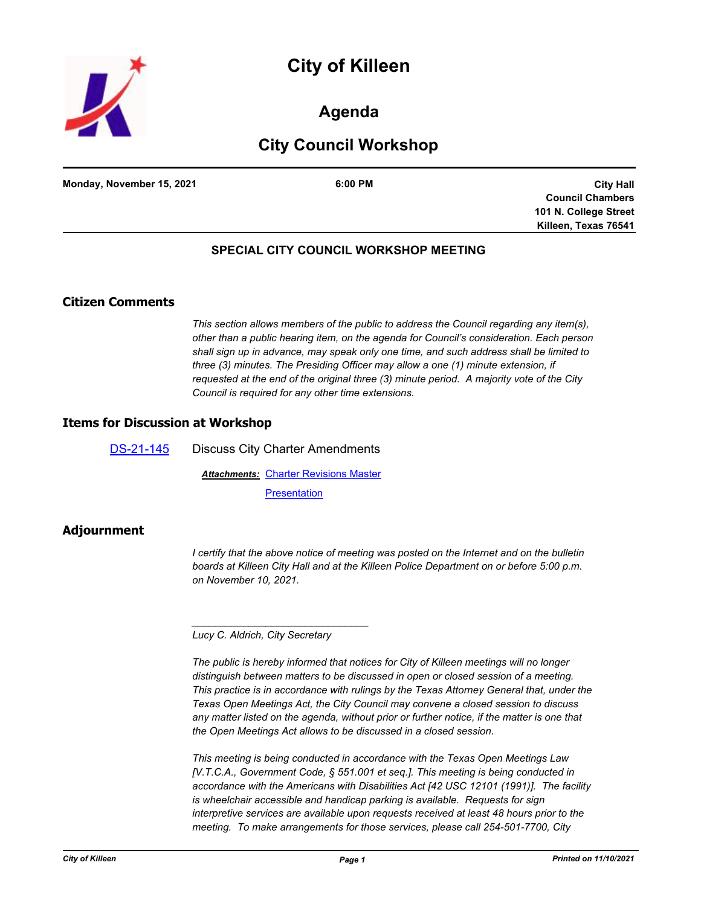# City of Killeen

## Agenda

## City Council Workshop

**Monday, November 15, 2021** **6:00 PM**

**City Hall**
**Council Chambers**
**101 N. College Street**
**Killeen, Texas 76541**

**SPECIAL CITY COUNCIL WORKSHOP MEETING**

### Citizen Comments

*This section allows members of the public to address the Council regarding any item(s), other than a public hearing item, on the agenda for Council's consideration. Each person shall sign up in advance, may speak only one time, and such address shall be limited to three (3) minutes. The Presiding Officer may allow a one (1) minute extension, if requested at the end of the original three (3) minute period. A majority vote of the City Council is required for any other time extensions.*

### Items for Discussion at Workshop

DS-21-145 Discuss City Charter Amendments

***Attachments:*** Charter Revisions Master
Presentation

### Adjournment

*I certify that the above notice of meeting was posted on the Internet and on the bulletin boards at Killeen City Hall and at the Killeen Police Department on or before 5:00 p.m. on November 10, 2021.*

_______________________________

*Lucy C. Aldrich, City Secretary*

*The public is hereby informed that notices for City of Killeen meetings will no longer distinguish between matters to be discussed in open or closed session of a meeting. This practice is in accordance with rulings by the Texas Attorney General that, under the Texas Open Meetings Act, the City Council may convene a closed session to discuss any matter listed on the agenda, without prior or further notice, if the matter is one that the Open Meetings Act allows to be discussed in a closed session.*

*This meeting is being conducted in accordance with the Texas Open Meetings Law [V.T.C.A., Government Code, § 551.001 et seq.]. This meeting is being conducted in accordance with the Americans with Disabilities Act [42 USC 12101 (1991)]. The facility is wheelchair accessible and handicap parking is available. Requests for sign interpretive services are available upon requests received at least 48 hours prior to the meeting. To make arrangements for those services, please call 254-501-7700, City*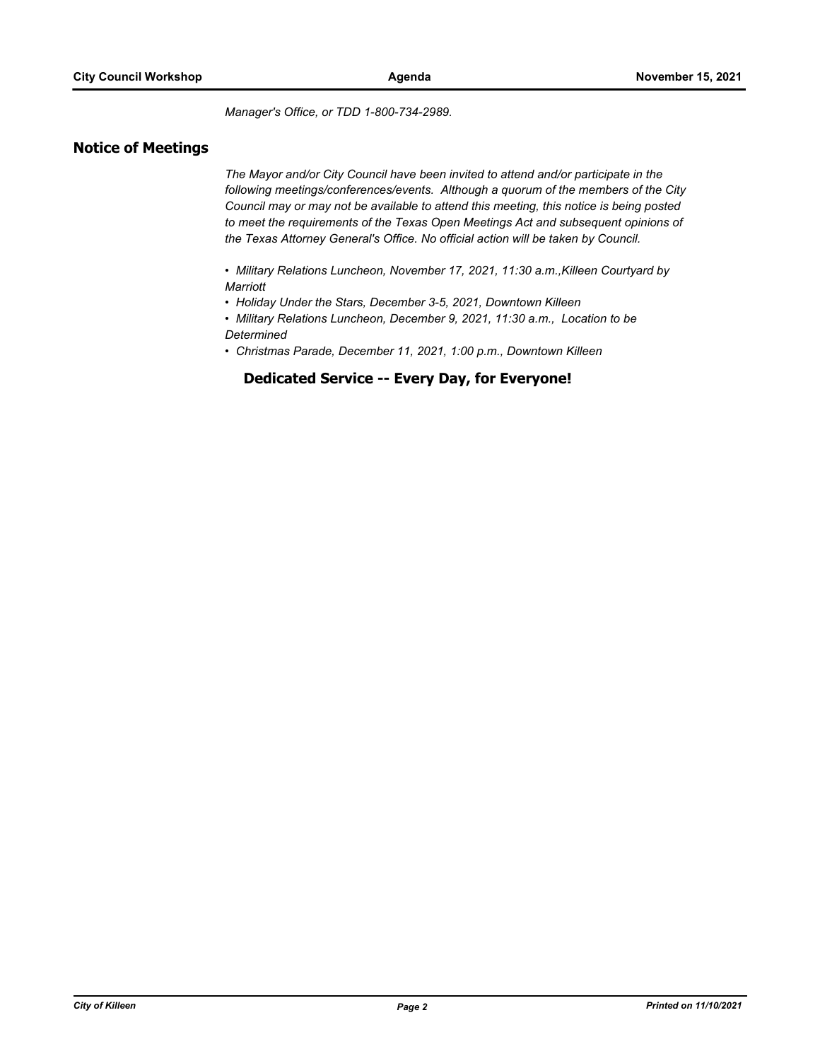*Manager's Office, or TDD 1-800-734-2989.*

## Notice of Meetings

*The Mayor and/or City Council have been invited to attend and/or participate in the following meetings/conferences/events. Although a quorum of the members of the City Council may or may not be available to attend this meeting, this notice is being posted to meet the requirements of the Texas Open Meetings Act and subsequent opinions of the Texas Attorney General's Office. No official action will be taken by Council.*

- *Military Relations Luncheon, November 17, 2021, 11:30 a.m.,Killeen Courtyard by Marriott*
- *Holiday Under the Stars, December 3-5, 2021, Downtown Killeen*
- *Military Relations Luncheon, December 9, 2021, 11:30 a.m., Location to be Determined*
- *Christmas Parade, December 11, 2021, 1:00 p.m., Downtown Killeen*

**Dedicated Service -- Every Day, for Everyone!**